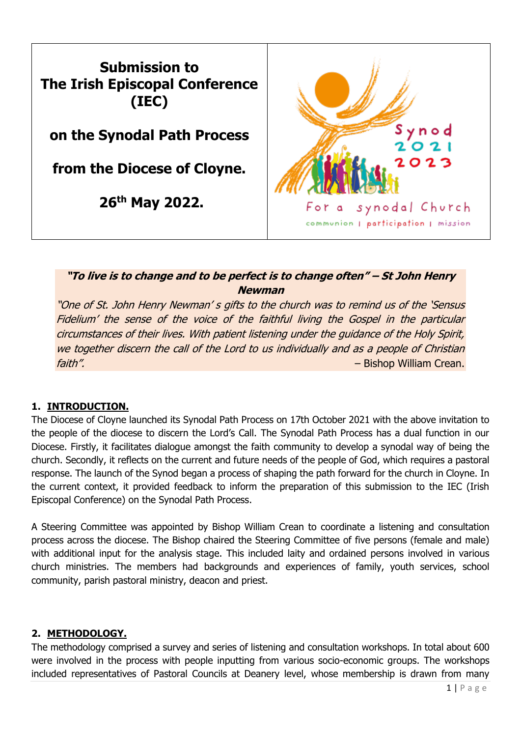# Submission to The Irish Episcopal Conference (IEC)

## on the Synodal Path Process

## from the Diocese of Cloyne.

## 26th May 2022.

Synod 2021 2023

For a synodal Church

communion | participation | mission

***"To live is to change and to be perfect is to change often" – St John Henry Newman***

*"One of St. John Henry Newman' s gifts to the church was to remind us of the 'Sensus Fidelium' the sense of the voice of the faithful living the Gospel in the particular circumstances of their lives. With patient listening under the guidance of the Holy Spirit, we together discern the call of the Lord to us individually and as a people of Christian faith".* – Bishop William Crean.

## 1. INTRODUCTION.

The Diocese of Cloyne launched its Synodal Path Process on 17th October 2021 with the above invitation to the people of the diocese to discern the Lord's Call. The Synodal Path Process has a dual function in our Diocese. Firstly, it facilitates dialogue amongst the faith community to develop a synodal way of being the church. Secondly, it reflects on the current and future needs of the people of God, which requires a pastoral response. The launch of the Synod began a process of shaping the path forward for the church in Cloyne. In the current context, it provided feedback to inform the preparation of this submission to the IEC (Irish Episcopal Conference) on the Synodal Path Process.

A Steering Committee was appointed by Bishop William Crean to coordinate a listening and consultation process across the diocese. The Bishop chaired the Steering Committee of five persons (female and male) with additional input for the analysis stage. This included laity and ordained persons involved in various church ministries. The members had backgrounds and experiences of family, youth services, school community, parish pastoral ministry, deacon and priest.

## 2. METHODOLOGY.

The methodology comprised a survey and series of listening and consultation workshops. In total about 600 were involved in the process with people inputting from various socio-economic groups. The workshops included representatives of Pastoral Councils at Deanery level, whose membership is drawn from many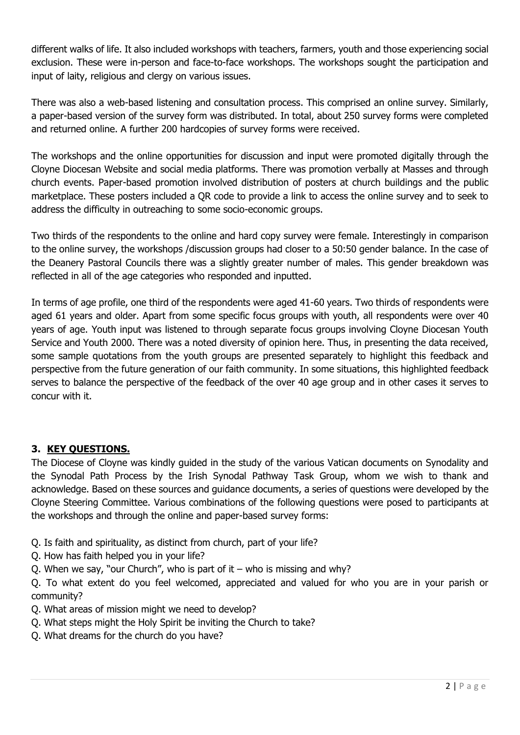different walks of life. It also included workshops with teachers, farmers, youth and those experiencing social exclusion. These were in-person and face-to-face workshops. The workshops sought the participation and input of laity, religious and clergy on various issues.

There was also a web-based listening and consultation process. This comprised an online survey. Similarly, a paper-based version of the survey form was distributed. In total, about 250 survey forms were completed and returned online. A further 200 hardcopies of survey forms were received.

The workshops and the online opportunities for discussion and input were promoted digitally through the Cloyne Diocesan Website and social media platforms. There was promotion verbally at Masses and through church events. Paper-based promotion involved distribution of posters at church buildings and the public marketplace. These posters included a QR code to provide a link to access the online survey and to seek to address the difficulty in outreaching to some socio-economic groups.

Two thirds of the respondents to the online and hard copy survey were female. Interestingly in comparison to the online survey, the workshops /discussion groups had closer to a 50:50 gender balance. In the case of the Deanery Pastoral Councils there was a slightly greater number of males. This gender breakdown was reflected in all of the age categories who responded and inputted.

In terms of age profile, one third of the respondents were aged 41-60 years. Two thirds of respondents were aged 61 years and older. Apart from some specific focus groups with youth, all respondents were over 40 years of age. Youth input was listened to through separate focus groups involving Cloyne Diocesan Youth Service and Youth 2000. There was a noted diversity of opinion here. Thus, in presenting the data received, some sample quotations from the youth groups are presented separately to highlight this feedback and perspective from the future generation of our faith community. In some situations, this highlighted feedback serves to balance the perspective of the feedback of the over 40 age group and in other cases it serves to concur with it.

## 3. KEY QUESTIONS.

The Diocese of Cloyne was kindly guided in the study of the various Vatican documents on Synodality and the Synodal Path Process by the Irish Synodal Pathway Task Group, whom we wish to thank and acknowledge. Based on these sources and guidance documents, a series of questions were developed by the Cloyne Steering Committee. Various combinations of the following questions were posed to participants at the workshops and through the online and paper-based survey forms:

Q. Is faith and spirituality, as distinct from church, part of your life?
Q. How has faith helped you in your life?
Q. When we say, "our Church", who is part of it – who is missing and why?
Q. To what extent do you feel welcomed, appreciated and valued for who you are in your parish or community?
Q. What areas of mission might we need to develop?
Q. What steps might the Holy Spirit be inviting the Church to take?
Q. What dreams for the church do you have?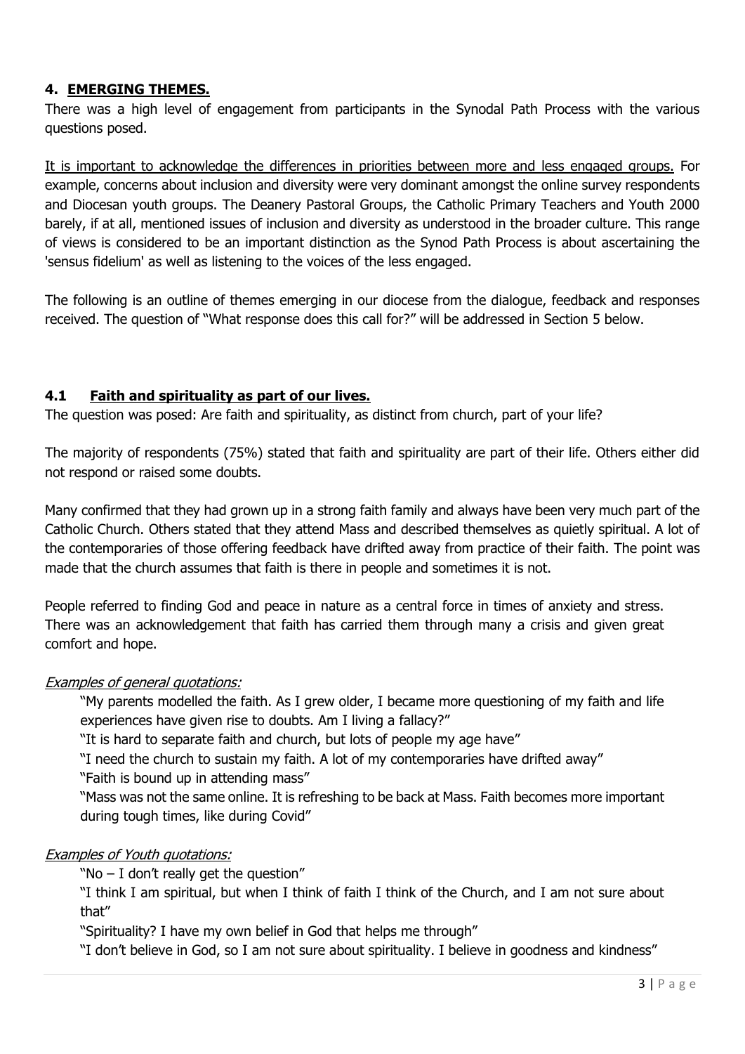## 4. EMERGING THEMES.

There was a high level of engagement from participants in the Synodal Path Process with the various questions posed.

It is important to acknowledge the differences in priorities between more and less engaged groups. For example, concerns about inclusion and diversity were very dominant amongst the online survey respondents and Diocesan youth groups. The Deanery Pastoral Groups, the Catholic Primary Teachers and Youth 2000 barely, if at all, mentioned issues of inclusion and diversity as understood in the broader culture. This range of views is considered to be an important distinction as the Synod Path Process is about ascertaining the 'sensus fidelium' as well as listening to the voices of the less engaged.

The following is an outline of themes emerging in our diocese from the dialogue, feedback and responses received. The question of "What response does this call for?" will be addressed in Section 5 below.

### 4.1 Faith and spirituality as part of our lives.

The question was posed: Are faith and spirituality, as distinct from church, part of your life?

The majority of respondents (75%) stated that faith and spirituality are part of their life. Others either did not respond or raised some doubts.

Many confirmed that they had grown up in a strong faith family and always have been very much part of the Catholic Church. Others stated that they attend Mass and described themselves as quietly spiritual. A lot of the contemporaries of those offering feedback have drifted away from practice of their faith. The point was made that the church assumes that faith is there in people and sometimes it is not.

People referred to finding God and peace in nature as a central force in times of anxiety and stress. There was an acknowledgement that faith has carried them through many a crisis and given great comfort and hope.

*Examples of general quotations:*

> "My parents modelled the faith. As I grew older, I became more questioning of my faith and life experiences have given rise to doubts. Am I living a fallacy?"
>
> "It is hard to separate faith and church, but lots of people my age have"
>
> "I need the church to sustain my faith. A lot of my contemporaries have drifted away"
>
> "Faith is bound up in attending mass"
>
> "Mass was not the same online. It is refreshing to be back at Mass. Faith becomes more important during tough times, like during Covid"

*Examples of Youth quotations:*

> "No – I don't really get the question"
>
> "I think I am spiritual, but when I think of faith I think of the Church, and I am not sure about that"
>
> "Spirituality? I have my own belief in God that helps me through"
>
> "I don't believe in God, so I am not sure about spirituality. I believe in goodness and kindness"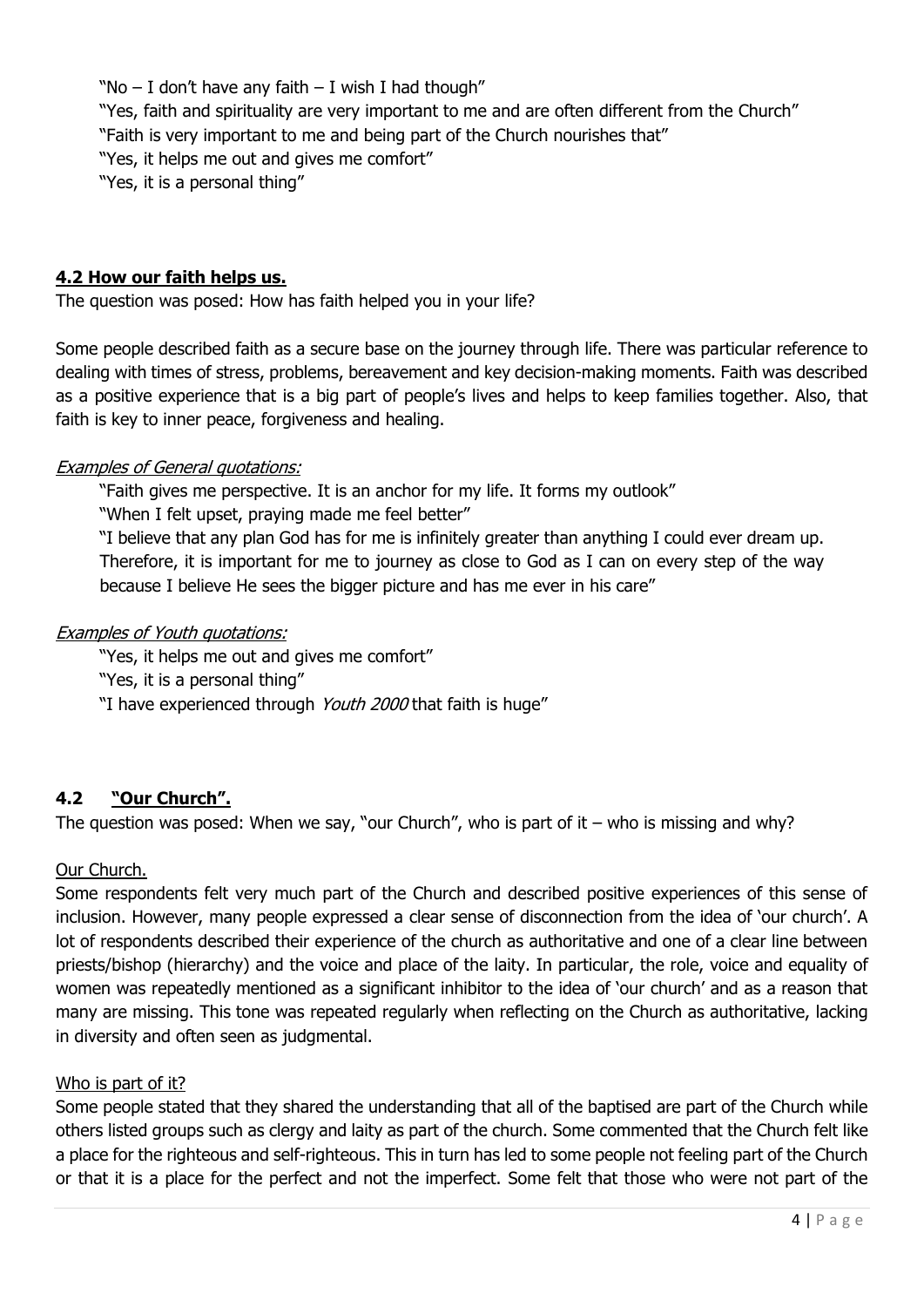"No – I don't have any faith – I wish I had though"
"Yes, faith and spirituality are very important to me and are often different from the Church"
"Faith is very important to me and being part of the Church nourishes that"
"Yes, it helps me out and gives me comfort"
"Yes, it is a personal thing"

### 4.2 How our faith helps us.

The question was posed: How has faith helped you in your life?

Some people described faith as a secure base on the journey through life. There was particular reference to dealing with times of stress, problems, bereavement and key decision-making moments. Faith was described as a positive experience that is a big part of people's lives and helps to keep families together. Also, that faith is key to inner peace, forgiveness and healing.

*Examples of General quotations:*

"Faith gives me perspective. It is an anchor for my life. It forms my outlook"
"When I felt upset, praying made me feel better"
"I believe that any plan God has for me is infinitely greater than anything I could ever dream up. Therefore, it is important for me to journey as close to God as I can on every step of the way because I believe He sees the bigger picture and has me ever in his care"

*Examples of Youth quotations:*

"Yes, it helps me out and gives me comfort"
"Yes, it is a personal thing"
"I have experienced through *Youth 2000* that faith is huge"

### 4.2 "Our Church".

The question was posed: When we say, "our Church", who is part of it – who is missing and why?

Our Church.

Some respondents felt very much part of the Church and described positive experiences of this sense of inclusion. However, many people expressed a clear sense of disconnection from the idea of 'our church'. A lot of respondents described their experience of the church as authoritative and one of a clear line between priests/bishop (hierarchy) and the voice and place of the laity. In particular, the role, voice and equality of women was repeatedly mentioned as a significant inhibitor to the idea of 'our church' and as a reason that many are missing. This tone was repeated regularly when reflecting on the Church as authoritative, lacking in diversity and often seen as judgmental.

Who is part of it?

Some people stated that they shared the understanding that all of the baptised are part of the Church while others listed groups such as clergy and laity as part of the church. Some commented that the Church felt like a place for the righteous and self-righteous. This in turn has led to some people not feeling part of the Church or that it is a place for the perfect and not the imperfect. Some felt that those who were not part of the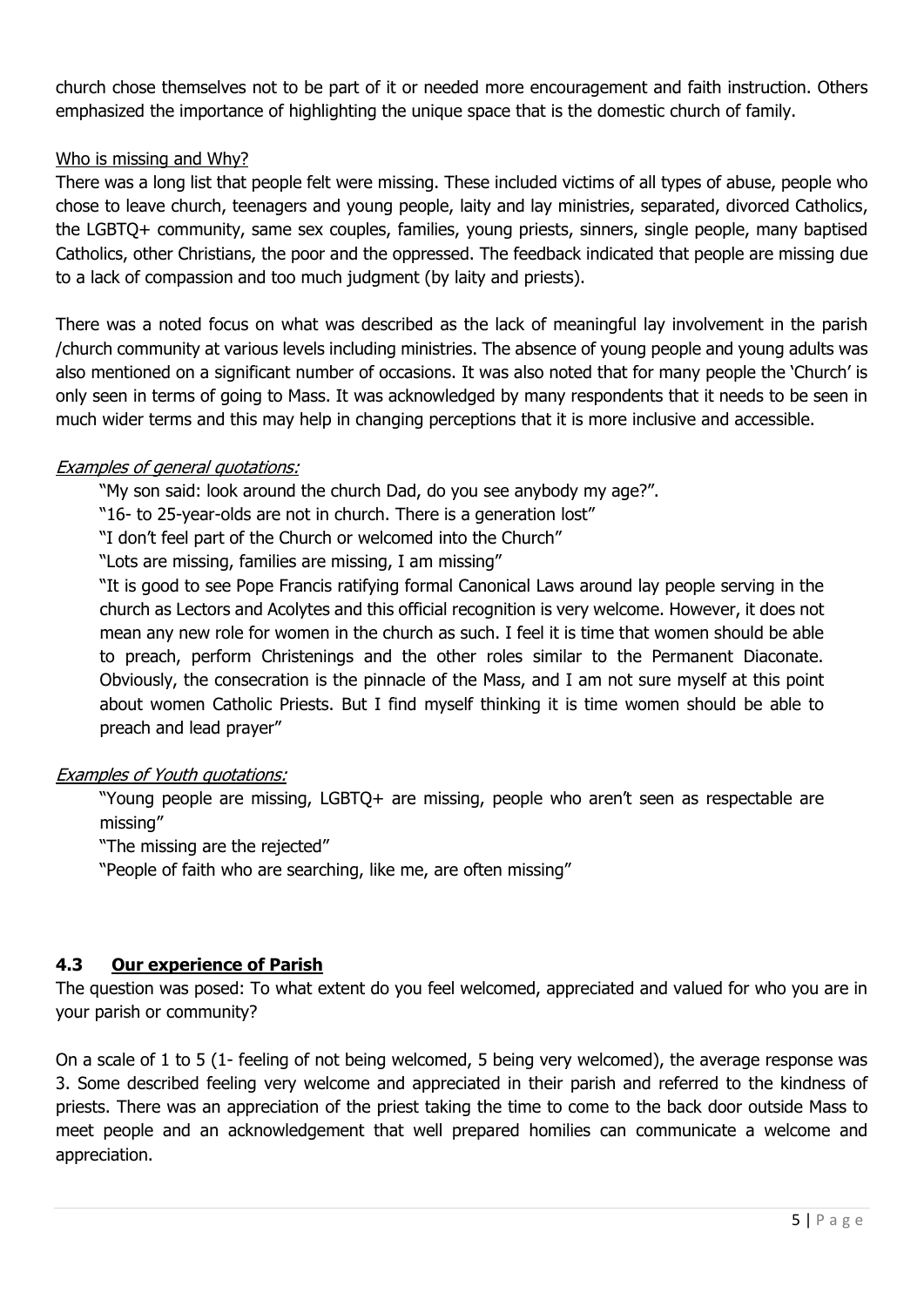church chose themselves not to be part of it or needed more encouragement and faith instruction. Others emphasized the importance of highlighting the unique space that is the domestic church of family.

Who is missing and Why?

There was a long list that people felt were missing. These included victims of all types of abuse, people who chose to leave church, teenagers and young people, laity and lay ministries, separated, divorced Catholics, the LGBTQ+ community, same sex couples, families, young priests, sinners, single people, many baptised Catholics, other Christians, the poor and the oppressed. The feedback indicated that people are missing due to a lack of compassion and too much judgment (by laity and priests).

There was a noted focus on what was described as the lack of meaningful lay involvement in the parish /church community at various levels including ministries. The absence of young people and young adults was also mentioned on a significant number of occasions. It was also noted that for many people the 'Church' is only seen in terms of going to Mass. It was acknowledged by many respondents that it needs to be seen in much wider terms and this may help in changing perceptions that it is more inclusive and accessible.

*Examples of general quotations:*

> "My son said: look around the church Dad, do you see anybody my age?".
>
> "16- to 25-year-olds are not in church. There is a generation lost"
>
> "I don't feel part of the Church or welcomed into the Church"
>
> "Lots are missing, families are missing, I am missing"
>
> "It is good to see Pope Francis ratifying formal Canonical Laws around lay people serving in the church as Lectors and Acolytes and this official recognition is very welcome. However, it does not mean any new role for women in the church as such. I feel it is time that women should be able to preach, perform Christenings and the other roles similar to the Permanent Diaconate. Obviously, the consecration is the pinnacle of the Mass, and I am not sure myself at this point about women Catholic Priests. But I find myself thinking it is time women should be able to preach and lead prayer"

*Examples of Youth quotations:*

> "Young people are missing, LGBTQ+ are missing, people who aren't seen as respectable are missing"
>
> "The missing are the rejected"
>
> "People of faith who are searching, like me, are often missing"

### 4.3 Our experience of Parish

The question was posed: To what extent do you feel welcomed, appreciated and valued for who you are in your parish or community?

On a scale of 1 to 5 (1- feeling of not being welcomed, 5 being very welcomed), the average response was 3. Some described feeling very welcome and appreciated in their parish and referred to the kindness of priests. There was an appreciation of the priest taking the time to come to the back door outside Mass to meet people and an acknowledgement that well prepared homilies can communicate a welcome and appreciation.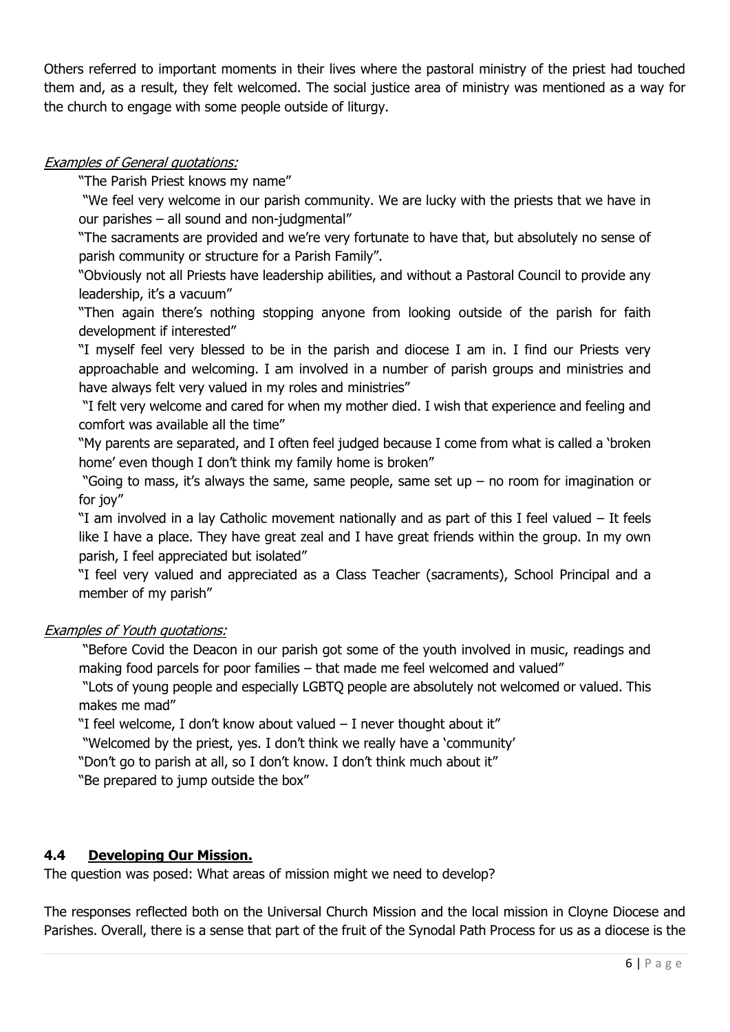Others referred to important moments in their lives where the pastoral ministry of the priest had touched them and, as a result, they felt welcomed. The social justice area of ministry was mentioned as a way for the church to engage with some people outside of liturgy.

*Examples of General quotations:*

"The Parish Priest knows my name"

"We feel very welcome in our parish community. We are lucky with the priests that we have in our parishes – all sound and non-judgmental"

"The sacraments are provided and we're very fortunate to have that, but absolutely no sense of parish community or structure for a Parish Family".

"Obviously not all Priests have leadership abilities, and without a Pastoral Council to provide any leadership, it's a vacuum"

"Then again there's nothing stopping anyone from looking outside of the parish for faith development if interested"

"I myself feel very blessed to be in the parish and diocese I am in. I find our Priests very approachable and welcoming. I am involved in a number of parish groups and ministries and have always felt very valued in my roles and ministries"

"I felt very welcome and cared for when my mother died. I wish that experience and feeling and comfort was available all the time"

"My parents are separated, and I often feel judged because I come from what is called a 'broken home' even though I don't think my family home is broken"

"Going to mass, it's always the same, same people, same set up – no room for imagination or for joy"

"I am involved in a lay Catholic movement nationally and as part of this I feel valued – It feels like I have a place. They have great zeal and I have great friends within the group. In my own parish, I feel appreciated but isolated"

"I feel very valued and appreciated as a Class Teacher (sacraments), School Principal and a member of my parish"

*Examples of Youth quotations:*

"Before Covid the Deacon in our parish got some of the youth involved in music, readings and making food parcels for poor families – that made me feel welcomed and valued"

"Lots of young people and especially LGBTQ people are absolutely not welcomed or valued. This makes me mad"

"I feel welcome, I don't know about valued – I never thought about it"

"Welcomed by the priest, yes. I don't think we really have a 'community'

"Don't go to parish at all, so I don't know. I don't think much about it"

"Be prepared to jump outside the box"

## 4.4 Developing Our Mission.

The question was posed: What areas of mission might we need to develop?

The responses reflected both on the Universal Church Mission and the local mission in Cloyne Diocese and Parishes. Overall, there is a sense that part of the fruit of the Synodal Path Process for us as a diocese is the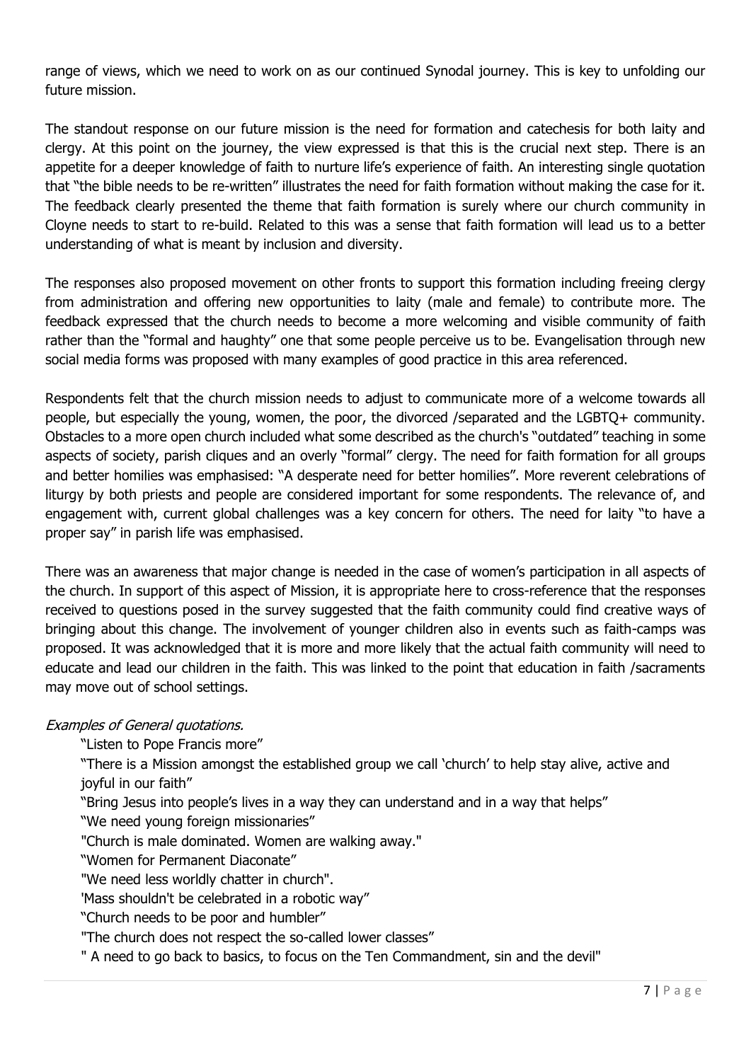range of views, which we need to work on as our continued Synodal journey. This is key to unfolding our future mission.

The standout response on our future mission is the need for formation and catechesis for both laity and clergy. At this point on the journey, the view expressed is that this is the crucial next step. There is an appetite for a deeper knowledge of faith to nurture life's experience of faith. An interesting single quotation that "the bible needs to be re-written" illustrates the need for faith formation without making the case for it. The feedback clearly presented the theme that faith formation is surely where our church community in Cloyne needs to start to re-build. Related to this was a sense that faith formation will lead us to a better understanding of what is meant by inclusion and diversity.

The responses also proposed movement on other fronts to support this formation including freeing clergy from administration and offering new opportunities to laity (male and female) to contribute more. The feedback expressed that the church needs to become a more welcoming and visible community of faith rather than the "formal and haughty" one that some people perceive us to be. Evangelisation through new social media forms was proposed with many examples of good practice in this area referenced.

Respondents felt that the church mission needs to adjust to communicate more of a welcome towards all people, but especially the young, women, the poor, the divorced /separated and the LGBTQ+ community. Obstacles to a more open church included what some described as the church's "outdated" teaching in some aspects of society, parish cliques and an overly "formal" clergy. The need for faith formation for all groups and better homilies was emphasised: "A desperate need for better homilies". More reverent celebrations of liturgy by both priests and people are considered important for some respondents. The relevance of, and engagement with, current global challenges was a key concern for others. The need for laity "to have a proper say" in parish life was emphasised.

There was an awareness that major change is needed in the case of women's participation in all aspects of the church. In support of this aspect of Mission, it is appropriate here to cross-reference that the responses received to questions posed in the survey suggested that the faith community could find creative ways of bringing about this change. The involvement of younger children also in events such as faith-camps was proposed. It was acknowledged that it is more and more likely that the actual faith community will need to educate and lead our children in the faith. This was linked to the point that education in faith /sacraments may move out of school settings.

*Examples of General quotations.*

"Listen to Pope Francis more"

"There is a Mission amongst the established group we call 'church' to help stay alive, active and joyful in our faith"

"Bring Jesus into people's lives in a way they can understand and in a way that helps"

"We need young foreign missionaries"

"Church is male dominated. Women are walking away."

"Women for Permanent Diaconate"

"We need less worldly chatter in church".

'Mass shouldn't be celebrated in a robotic way"

"Church needs to be poor and humbler"

"The church does not respect the so-called lower classes"

" A need to go back to basics, to focus on the Ten Commandment, sin and the devil"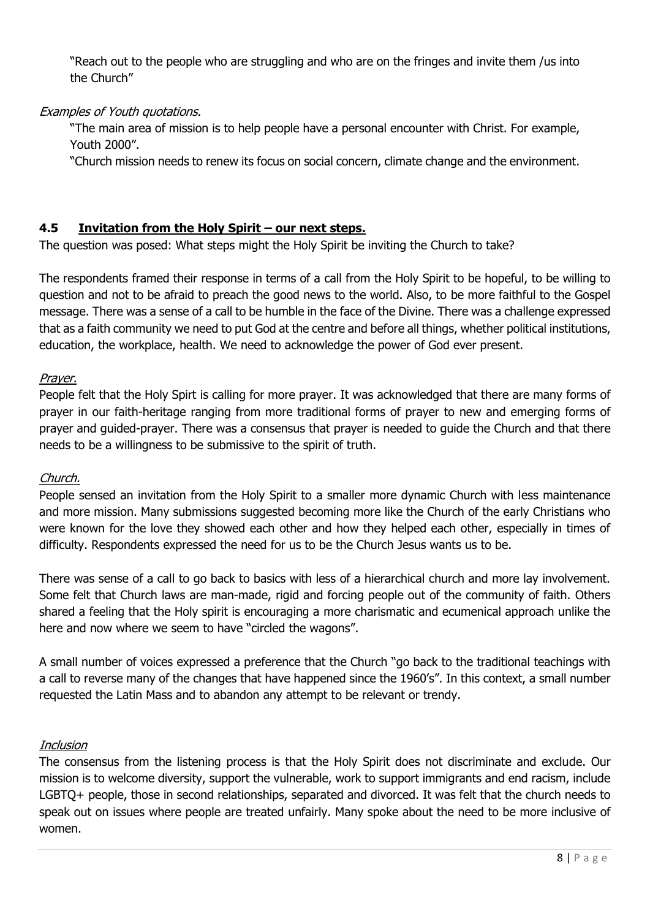"Reach out to the people who are struggling and who are on the fringes and invite them /us into the Church"

*Examples of Youth quotations.*

"The main area of mission is to help people have a personal encounter with Christ. For example, Youth 2000".

"Church mission needs to renew its focus on social concern, climate change and the environment.

### 4.5 Invitation from the Holy Spirit – our next steps.

The question was posed: What steps might the Holy Spirit be inviting the Church to take?

The respondents framed their response in terms of a call from the Holy Spirit to be hopeful, to be willing to question and not to be afraid to preach the good news to the world. Also, to be more faithful to the Gospel message. There was a sense of a call to be humble in the face of the Divine. There was a challenge expressed that as a faith community we need to put God at the centre and before all things, whether political institutions, education, the workplace, health. We need to acknowledge the power of God ever present.

*Prayer.*

People felt that the Holy Spirt is calling for more prayer. It was acknowledged that there are many forms of prayer in our faith-heritage ranging from more traditional forms of prayer to new and emerging forms of prayer and guided-prayer. There was a consensus that prayer is needed to guide the Church and that there needs to be a willingness to be submissive to the spirit of truth.

*Church.*

People sensed an invitation from the Holy Spirit to a smaller more dynamic Church with less maintenance and more mission. Many submissions suggested becoming more like the Church of the early Christians who were known for the love they showed each other and how they helped each other, especially in times of difficulty. Respondents expressed the need for us to be the Church Jesus wants us to be.

There was sense of a call to go back to basics with less of a hierarchical church and more lay involvement. Some felt that Church laws are man-made, rigid and forcing people out of the community of faith. Others shared a feeling that the Holy spirit is encouraging a more charismatic and ecumenical approach unlike the here and now where we seem to have "circled the wagons".

A small number of voices expressed a preference that the Church "go back to the traditional teachings with a call to reverse many of the changes that have happened since the 1960's". In this context, a small number requested the Latin Mass and to abandon any attempt to be relevant or trendy.

*Inclusion*

The consensus from the listening process is that the Holy Spirit does not discriminate and exclude. Our mission is to welcome diversity, support the vulnerable, work to support immigrants and end racism, include LGBTQ+ people, those in second relationships, separated and divorced. It was felt that the church needs to speak out on issues where people are treated unfairly. Many spoke about the need to be more inclusive of women.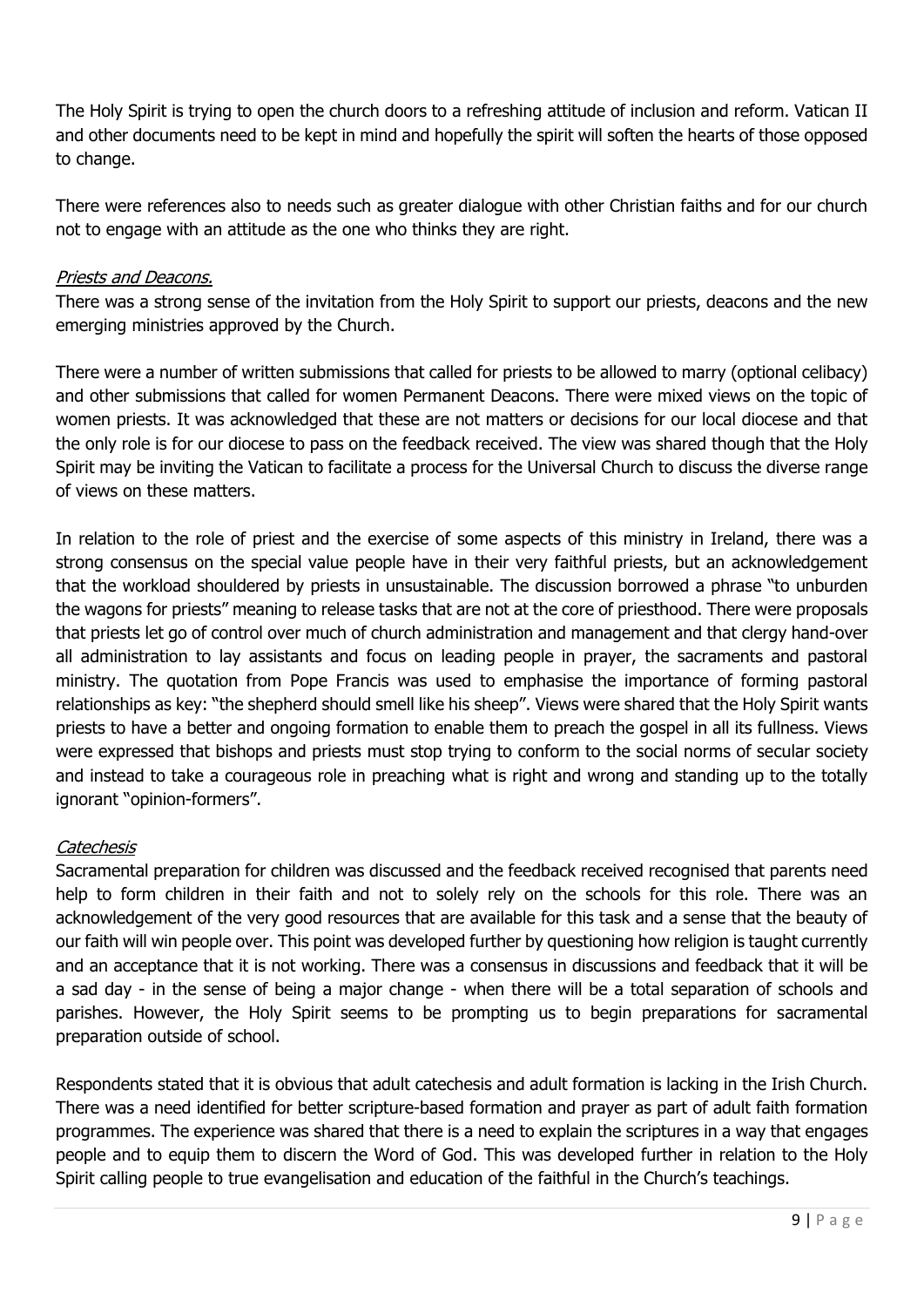The Holy Spirit is trying to open the church doors to a refreshing attitude of inclusion and reform. Vatican II and other documents need to be kept in mind and hopefully the spirit will soften the hearts of those opposed to change.

There were references also to needs such as greater dialogue with other Christian faiths and for our church not to engage with an attitude as the one who thinks they are right.

*Priests and Deacons.*

There was a strong sense of the invitation from the Holy Spirit to support our priests, deacons and the new emerging ministries approved by the Church.

There were a number of written submissions that called for priests to be allowed to marry (optional celibacy) and other submissions that called for women Permanent Deacons. There were mixed views on the topic of women priests. It was acknowledged that these are not matters or decisions for our local diocese and that the only role is for our diocese to pass on the feedback received. The view was shared though that the Holy Spirit may be inviting the Vatican to facilitate a process for the Universal Church to discuss the diverse range of views on these matters.

In relation to the role of priest and the exercise of some aspects of this ministry in Ireland, there was a strong consensus on the special value people have in their very faithful priests, but an acknowledgement that the workload shouldered by priests in unsustainable. The discussion borrowed a phrase "to unburden the wagons for priests" meaning to release tasks that are not at the core of priesthood. There were proposals that priests let go of control over much of church administration and management and that clergy hand-over all administration to lay assistants and focus on leading people in prayer, the sacraments and pastoral ministry. The quotation from Pope Francis was used to emphasise the importance of forming pastoral relationships as key: "the shepherd should smell like his sheep". Views were shared that the Holy Spirit wants priests to have a better and ongoing formation to enable them to preach the gospel in all its fullness. Views were expressed that bishops and priests must stop trying to conform to the social norms of secular society and instead to take a courageous role in preaching what is right and wrong and standing up to the totally ignorant "opinion-formers".

*Catechesis*

Sacramental preparation for children was discussed and the feedback received recognised that parents need help to form children in their faith and not to solely rely on the schools for this role. There was an acknowledgement of the very good resources that are available for this task and a sense that the beauty of our faith will win people over. This point was developed further by questioning how religion is taught currently and an acceptance that it is not working. There was a consensus in discussions and feedback that it will be a sad day - in the sense of being a major change - when there will be a total separation of schools and parishes. However, the Holy Spirit seems to be prompting us to begin preparations for sacramental preparation outside of school.

Respondents stated that it is obvious that adult catechesis and adult formation is lacking in the Irish Church. There was a need identified for better scripture-based formation and prayer as part of adult faith formation programmes. The experience was shared that there is a need to explain the scriptures in a way that engages people and to equip them to discern the Word of God. This was developed further in relation to the Holy Spirit calling people to true evangelisation and education of the faithful in the Church's teachings.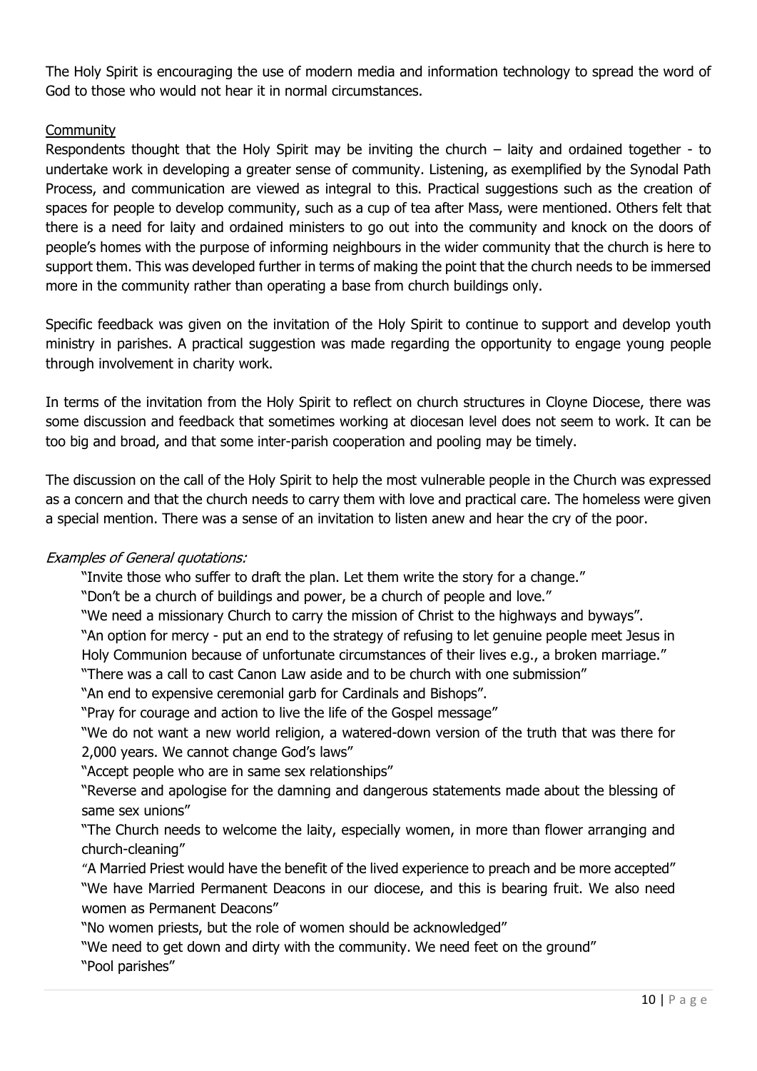The Holy Spirit is encouraging the use of modern media and information technology to spread the word of God to those who would not hear it in normal circumstances.

Community

Respondents thought that the Holy Spirit may be inviting the church – laity and ordained together - to undertake work in developing a greater sense of community. Listening, as exemplified by the Synodal Path Process, and communication are viewed as integral to this. Practical suggestions such as the creation of spaces for people to develop community, such as a cup of tea after Mass, were mentioned. Others felt that there is a need for laity and ordained ministers to go out into the community and knock on the doors of people's homes with the purpose of informing neighbours in the wider community that the church is here to support them. This was developed further in terms of making the point that the church needs to be immersed more in the community rather than operating a base from church buildings only.

Specific feedback was given on the invitation of the Holy Spirit to continue to support and develop youth ministry in parishes. A practical suggestion was made regarding the opportunity to engage young people through involvement in charity work.

In terms of the invitation from the Holy Spirit to reflect on church structures in Cloyne Diocese, there was some discussion and feedback that sometimes working at diocesan level does not seem to work. It can be too big and broad, and that some inter-parish cooperation and pooling may be timely.

The discussion on the call of the Holy Spirit to help the most vulnerable people in the Church was expressed as a concern and that the church needs to carry them with love and practical care. The homeless were given a special mention. There was a sense of an invitation to listen anew and hear the cry of the poor.

*Examples of General quotations:*

"Invite those who suffer to draft the plan. Let them write the story for a change."
"Don't be a church of buildings and power, be a church of people and love."
"We need a missionary Church to carry the mission of Christ to the highways and byways".
"An option for mercy - put an end to the strategy of refusing to let genuine people meet Jesus in Holy Communion because of unfortunate circumstances of their lives e.g., a broken marriage."
"There was a call to cast Canon Law aside and to be church with one submission"
"An end to expensive ceremonial garb for Cardinals and Bishops".
"Pray for courage and action to live the life of the Gospel message"
"We do not want a new world religion, a watered-down version of the truth that was there for 2,000 years. We cannot change God's laws"
"Accept people who are in same sex relationships"
"Reverse and apologise for the damning and dangerous statements made about the blessing of same sex unions"
"The Church needs to welcome the laity, especially women, in more than flower arranging and church-cleaning"
"A Married Priest would have the benefit of the lived experience to preach and be more accepted"
"We have Married Permanent Deacons in our diocese, and this is bearing fruit. We also need women as Permanent Deacons"
"No women priests, but the role of women should be acknowledged"
"We need to get down and dirty with the community. We need feet on the ground"
"Pool parishes"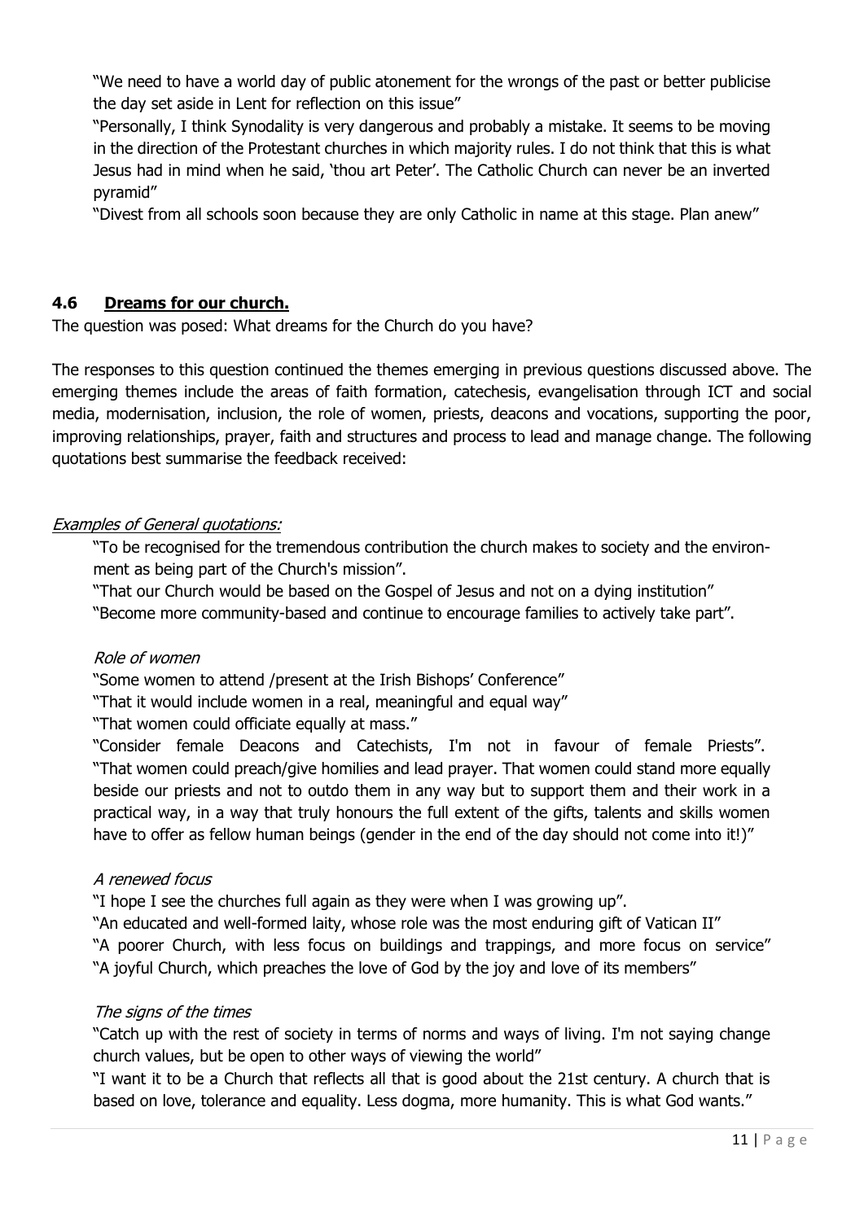"We need to have a world day of public atonement for the wrongs of the past or better publicise the day set aside in Lent for reflection on this issue"

"Personally, I think Synodality is very dangerous and probably a mistake. It seems to be moving in the direction of the Protestant churches in which majority rules. I do not think that this is what Jesus had in mind when he said, 'thou art Peter'. The Catholic Church can never be an inverted pyramid"

"Divest from all schools soon because they are only Catholic in name at this stage. Plan anew"

### 4.6 Dreams for our church.

The question was posed: What dreams for the Church do you have?

The responses to this question continued the themes emerging in previous questions discussed above. The emerging themes include the areas of faith formation, catechesis, evangelisation through ICT and social media, modernisation, inclusion, the role of women, priests, deacons and vocations, supporting the poor, improving relationships, prayer, faith and structures and process to lead and manage change. The following quotations best summarise the feedback received:

*Examples of General quotations:*

"To be recognised for the tremendous contribution the church makes to society and the environment as being part of the Church's mission".

"That our Church would be based on the Gospel of Jesus and not on a dying institution"

"Become more community-based and continue to encourage families to actively take part".

*Role of women*

"Some women to attend /present at the Irish Bishops' Conference"

"That it would include women in a real, meaningful and equal way"

"That women could officiate equally at mass."

"Consider female Deacons and Catechists, I'm not in favour of female Priests".

"That women could preach/give homilies and lead prayer. That women could stand more equally beside our priests and not to outdo them in any way but to support them and their work in a practical way, in a way that truly honours the full extent of the gifts, talents and skills women have to offer as fellow human beings (gender in the end of the day should not come into it!)"

*A renewed focus*

"I hope I see the churches full again as they were when I was growing up".

"An educated and well-formed laity, whose role was the most enduring gift of Vatican II"

"A poorer Church, with less focus on buildings and trappings, and more focus on service"

"A joyful Church, which preaches the love of God by the joy and love of its members"

*The signs of the times*

"Catch up with the rest of society in terms of norms and ways of living. I'm not saying change church values, but be open to other ways of viewing the world"

"I want it to be a Church that reflects all that is good about the 21st century. A church that is based on love, tolerance and equality. Less dogma, more humanity. This is what God wants."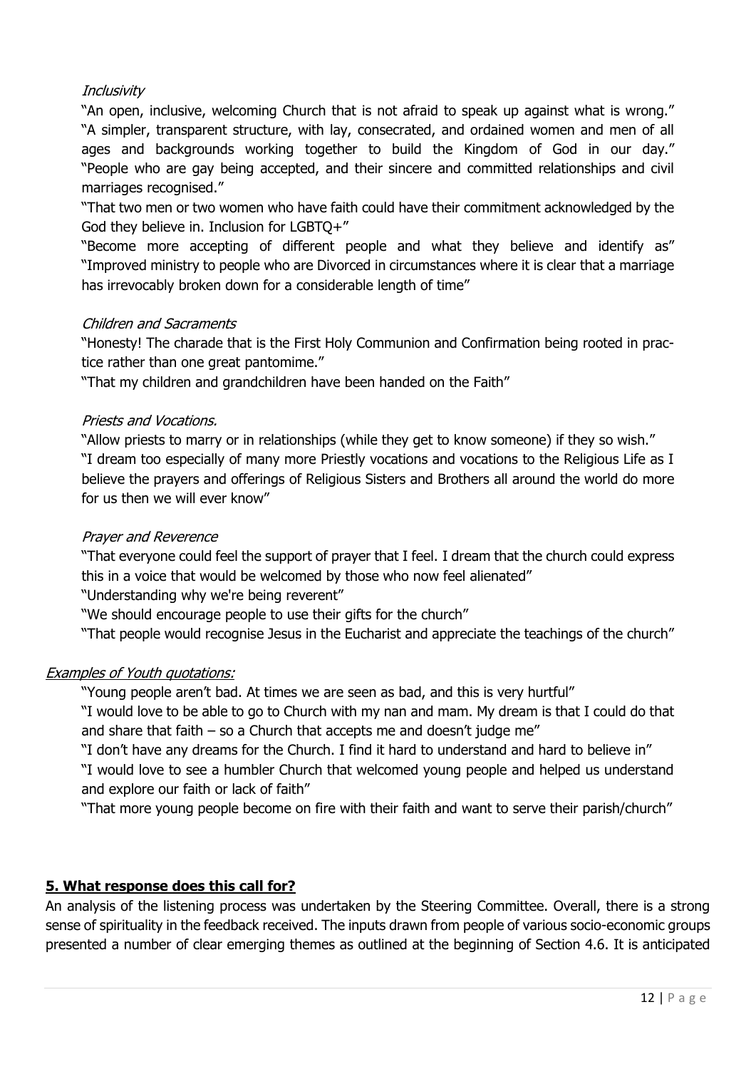*Inclusivity*

"An open, inclusive, welcoming Church that is not afraid to speak up against what is wrong." "A simpler, transparent structure, with lay, consecrated, and ordained women and men of all ages and backgrounds working together to build the Kingdom of God in our day." "People who are gay being accepted, and their sincere and committed relationships and civil marriages recognised."

"That two men or two women who have faith could have their commitment acknowledged by the God they believe in. Inclusion for LGBTQ+"

"Become more accepting of different people and what they believe and identify as" "Improved ministry to people who are Divorced in circumstances where it is clear that a marriage has irrevocably broken down for a considerable length of time"

*Children and Sacraments*

"Honesty! The charade that is the First Holy Communion and Confirmation being rooted in practice rather than one great pantomime."

"That my children and grandchildren have been handed on the Faith"

*Priests and Vocations.*

"Allow priests to marry or in relationships (while they get to know someone) if they so wish."

"I dream too especially of many more Priestly vocations and vocations to the Religious Life as I believe the prayers and offerings of Religious Sisters and Brothers all around the world do more for us then we will ever know"

*Prayer and Reverence*

"That everyone could feel the support of prayer that I feel. I dream that the church could express this in a voice that would be welcomed by those who now feel alienated"

"Understanding why we're being reverent"

"We should encourage people to use their gifts for the church"

"That people would recognise Jesus in the Eucharist and appreciate the teachings of the church"

*Examples of Youth quotations:*

"Young people aren't bad. At times we are seen as bad, and this is very hurtful"

"I would love to be able to go to Church with my nan and mam. My dream is that I could do that and share that faith – so a Church that accepts me and doesn't judge me"

"I don't have any dreams for the Church. I find it hard to understand and hard to believe in"

"I would love to see a humbler Church that welcomed young people and helped us understand and explore our faith or lack of faith"

"That more young people become on fire with their faith and want to serve their parish/church"

## 5. What response does this call for?

An analysis of the listening process was undertaken by the Steering Committee. Overall, there is a strong sense of spirituality in the feedback received. The inputs drawn from people of various socio-economic groups presented a number of clear emerging themes as outlined at the beginning of Section 4.6. It is anticipated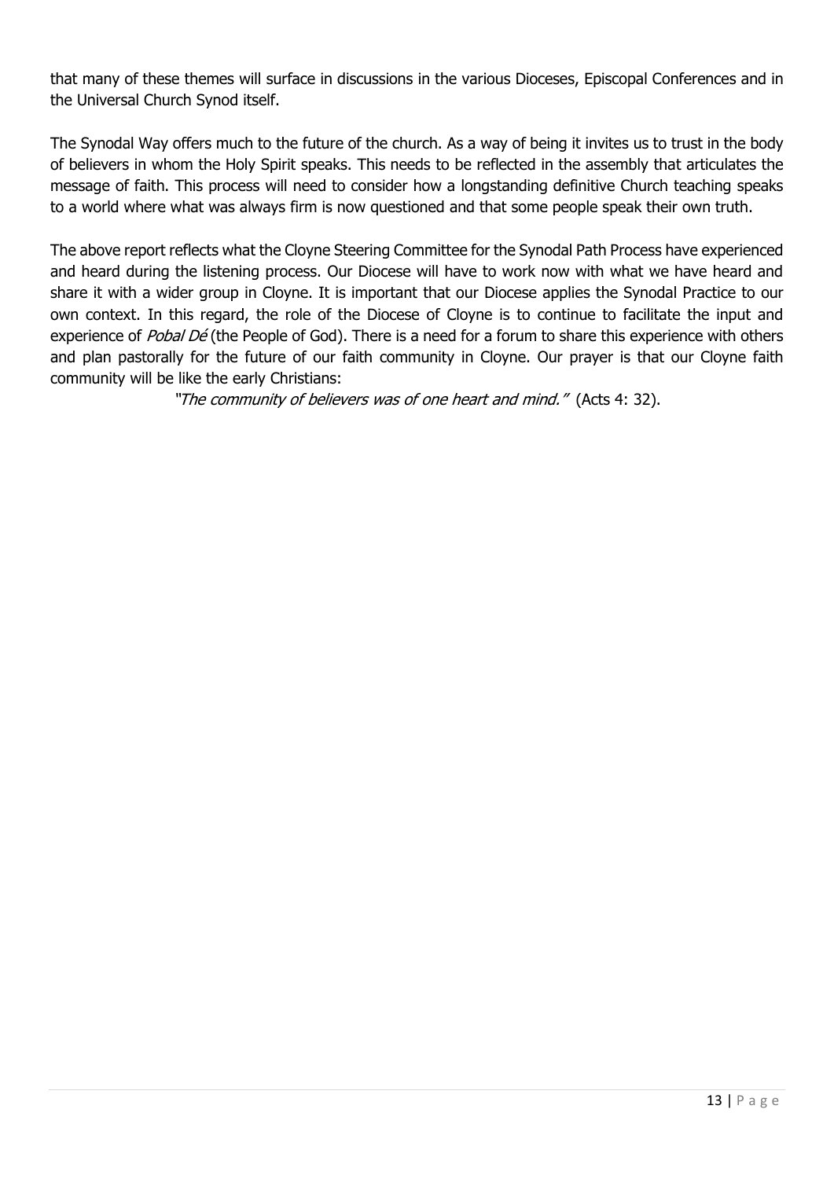that many of these themes will surface in discussions in the various Dioceses, Episcopal Conferences and in the Universal Church Synod itself.

The Synodal Way offers much to the future of the church. As a way of being it invites us to trust in the body of believers in whom the Holy Spirit speaks. This needs to be reflected in the assembly that articulates the message of faith. This process will need to consider how a longstanding definitive Church teaching speaks to a world where what was always firm is now questioned and that some people speak their own truth.

The above report reflects what the Cloyne Steering Committee for the Synodal Path Process have experienced and heard during the listening process. Our Diocese will have to work now with what we have heard and share it with a wider group in Cloyne. It is important that our Diocese applies the Synodal Practice to our own context. In this regard, the role of the Diocese of Cloyne is to continue to facilitate the input and experience of *Pobal Dé* (the People of God). There is a need for a forum to share this experience with others and plan pastorally for the future of our faith community in Cloyne. Our prayer is that our Cloyne faith community will be like the early Christians:

"*The community of believers was of one heart and mind.*" (Acts 4: 32).